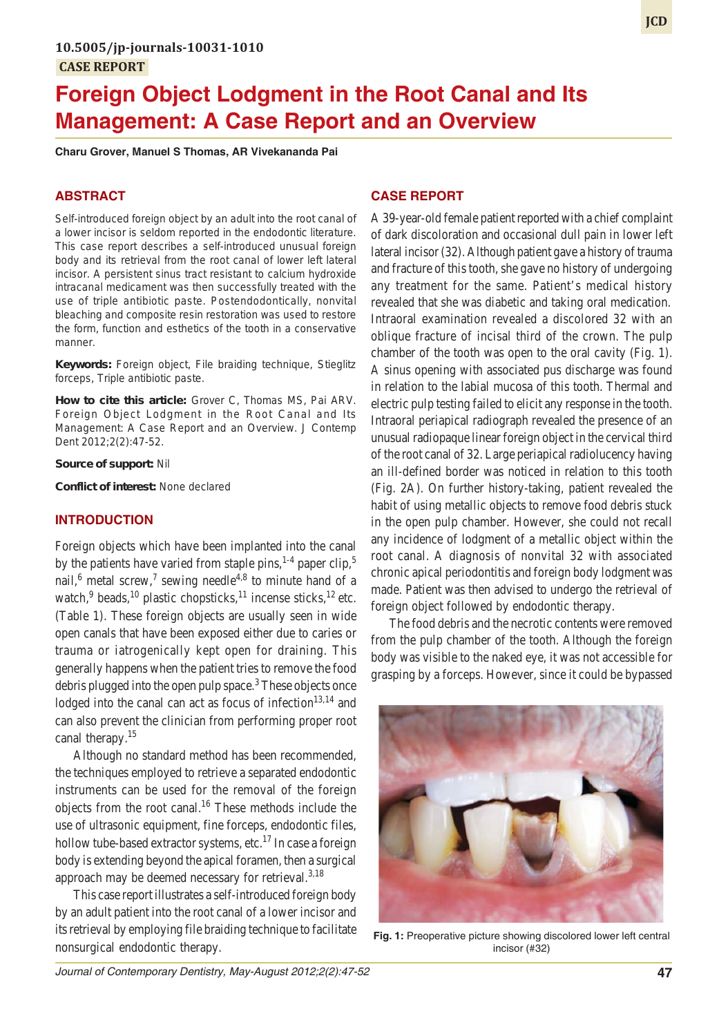10.5005/jp-journals-10031-1010

CASE REPORT

# Foreign Object Lodgment in the Root Canal and Its Management: A Case Report and an Overview

**Charu Grover, Manuel S Thomas, AR Vivekananda Pai**

## ABSTRACT

Self-introduced foreign object by an adult into the root canal of a lower incisor is seldom reported in the endodontic literature. This case report describes a self-introduced unusual foreign body and its retrieval from the root canal of lower left lateral incisor. A persistent sinus tract resistant to calcium hydroxide intracanal medicament was then successfully treated with the use of triple antibiotic paste. Postendodontically, nonvital bleaching and composite resin restoration was used to restore the form, function and esthetics of the tooth in a conservative manner.

**Keywords:** Foreign object, File braiding technique, Stieglitz forceps, Triple antibiotic paste.

**How to cite this article:** Grover C, Thomas MS, Pai ARV. Foreign Object Lodgment in the Root Canal and Its Management: A Case Report and an Overview. J Contemp Dent 2012;2(2):47-52.

**Source of support:** Nil

**Conflict of interest:** None declared

## INTRODUCTION

Foreign objects which have been implanted into the canal by the patients have varied from staple pins,[1-4] paper clip,[5] nail,[6] metal screw,[7] sewing needle[4,8] to minute hand of a watch,[9] beads,[10] plastic chopsticks,[11] incense sticks,[12] etc. (Table 1). These foreign objects are usually seen in wide open canals that have been exposed either due to caries or trauma or iatrogenically kept open for draining. This generally happens when the patient tries to remove the food debris plugged into the open pulp space.[3] These objects once lodged into the canal can act as focus of infection[13,14] and can also prevent the clinician from performing proper root canal therapy.[15]

Although no standard method has been recommended, the techniques employed to retrieve a separated endodontic instruments can be used for the removal of the foreign objects from the root canal.[16] These methods include the use of ultrasonic equipment, fine forceps, endodontic files, hollow tube-based extractor systems, etc.[17] In case a foreign body is extending beyond the apical foramen, then a surgical approach may be deemed necessary for retrieval.[3,18]

This case report illustrates a self-introduced foreign body by an adult patient into the root canal of a lower incisor and its retrieval by employing file braiding technique to facilitate nonsurgical endodontic therapy.

## CASE REPORT

A 39-year-old female patient reported with a chief complaint of dark discoloration and occasional dull pain in lower left lateral incisor (32). Although patient gave a history of trauma and fracture of this tooth, she gave no history of undergoing any treatment for the same. Patient's medical history revealed that she was diabetic and taking oral medication. Intraoral examination revealed a discolored 32 with an oblique fracture of incisal third of the crown. The pulp chamber of the tooth was open to the oral cavity (Fig. 1). A sinus opening with associated pus discharge was found in relation to the labial mucosa of this tooth. Thermal and electric pulp testing failed to elicit any response in the tooth. Intraoral periapical radiograph revealed the presence of an unusual radiopaque linear foreign object in the cervical third of the root canal of 32. Large periapical radiolucency having an ill-defined border was noticed in relation to this tooth (Fig. 2A). On further history-taking, patient revealed the habit of using metallic objects to remove food debris stuck in the open pulp chamber. However, she could not recall any incidence of lodgment of a metallic object within the root canal. A diagnosis of nonvital 32 with associated chronic apical periodontitis and foreign body lodgment was made. Patient was then advised to undergo the retrieval of foreign object followed by endodontic therapy.

The food debris and the necrotic contents were removed from the pulp chamber of the tooth. Although the foreign body was visible to the naked eye, it was not accessible for grasping by a forceps. However, since it could be bypassed

**Fig. 1:** Preoperative picture showing discolored lower left central incisor (#32)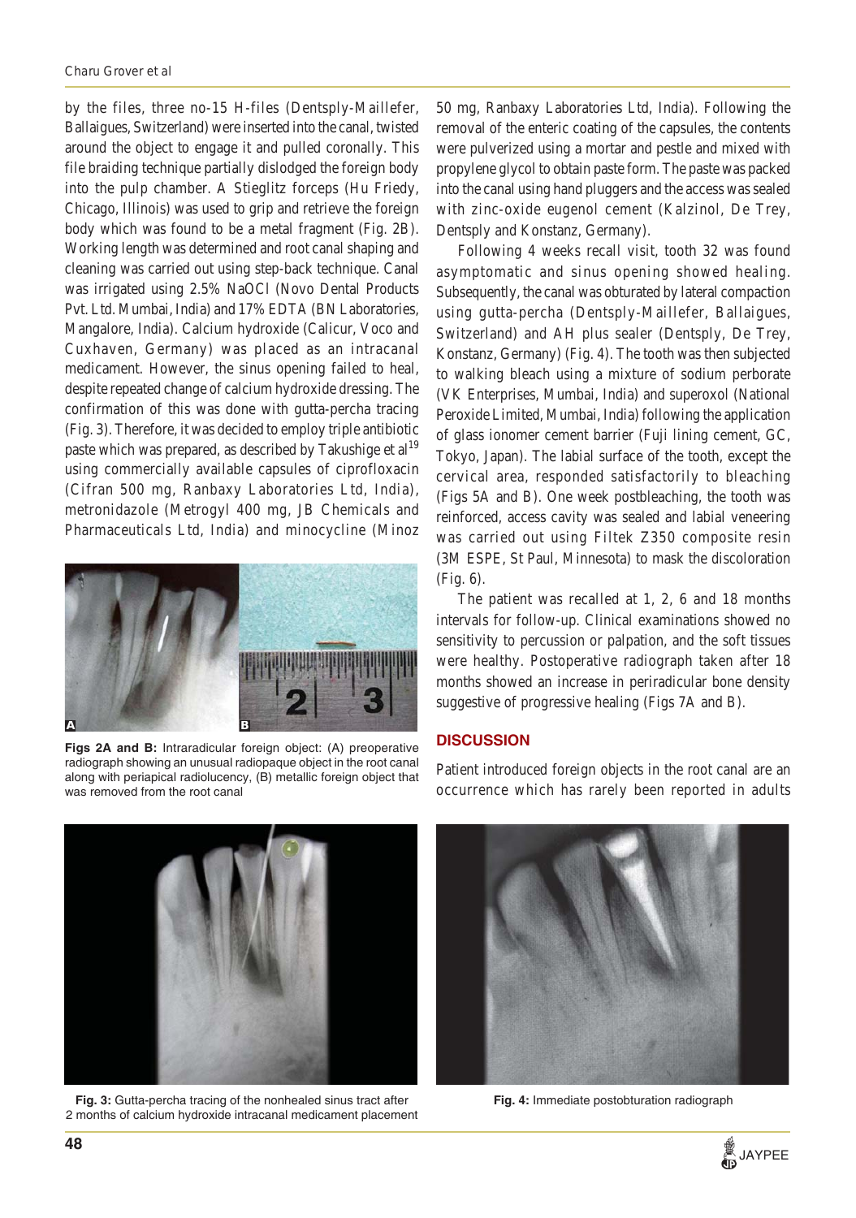by the files, three no-15 H-files (Dentsply-Maillefer, Ballaigues, Switzerland) were inserted into the canal, twisted around the object to engage it and pulled coronally. This file braiding technique partially dislodged the foreign body into the pulp chamber. A Stieglitz forceps (Hu Friedy, Chicago, Illinois) was used to grip and retrieve the foreign body which was found to be a metal fragment (Fig. 2B). Working length was determined and root canal shaping and cleaning was carried out using step-back technique. Canal was irrigated using 2.5% NaOCl (Novo Dental Products Pvt. Ltd. Mumbai, India) and 17% EDTA (BN Laboratories, Mangalore, India). Calcium hydroxide (Calicur, Voco and Cuxhaven, Germany) was placed as an intracanal medicament. However, the sinus opening failed to heal, despite repeated change of calcium hydroxide dressing. The confirmation of this was done with gutta-percha tracing (Fig. 3). Therefore, it was decided to employ triple antibiotic paste which was prepared, as described by Takushige et al[19] using commercially available capsules of ciprofloxacin (Cifran 500 mg, Ranbaxy Laboratories Ltd, India), metronidazole (Metrogyl 400 mg, JB Chemicals and Pharmaceuticals Ltd, India) and minocycline (Minoz 50 mg, Ranbaxy Laboratories Ltd, India). Following the removal of the enteric coating of the capsules, the contents were pulverized using a mortar and pestle and mixed with propylene glycol to obtain paste form. The paste was packed into the canal using hand pluggers and the access was sealed with zinc-oxide eugenol cement (Kalzinol, De Trey, Dentsply and Konstanz, Germany).

**Figs 2A and B:** Intraradicular foreign object: (A) preoperative radiograph showing an unusual radiopaque object in the root canal along with periapical radiolucency, (B) metallic foreign object that was removed from the root canal

Following 4 weeks recall visit, tooth 32 was found asymptomatic and sinus opening showed healing. Subsequently, the canal was obturated by lateral compaction using gutta-percha (Dentsply-Maillefer, Ballaigues, Switzerland) and AH plus sealer (Dentsply, De Trey, Konstanz, Germany) (Fig. 4). The tooth was then subjected to walking bleach using a mixture of sodium perborate (VK Enterprises, Mumbai, India) and superoxol (National Peroxide Limited, Mumbai, India) following the application of glass ionomer cement barrier (Fuji lining cement, GC, Tokyo, Japan). The labial surface of the tooth, except the cervical area, responded satisfactorily to bleaching (Figs 5A and B). One week postbleaching, the tooth was reinforced, access cavity was sealed and labial veneering was carried out using Filtek Z350 composite resin (3M ESPE, St Paul, Minnesota) to mask the discoloration (Fig. 6).

The patient was recalled at 1, 2, 6 and 18 months intervals for follow-up. Clinical examinations showed no sensitivity to percussion or palpation, and the soft tissues were healthy. Postoperative radiograph taken after 18 months showed an increase in periradicular bone density suggestive of progressive healing (Figs 7A and B).

## DISCUSSION

Patient introduced foreign objects in the root canal are an occurrence which has rarely been reported in adults

**Fig. 3:** Gutta-percha tracing of the nonhealed sinus tract after 2 months of calcium hydroxide intracanal medicament placement

**Fig. 4:** Immediate postobturation radiograph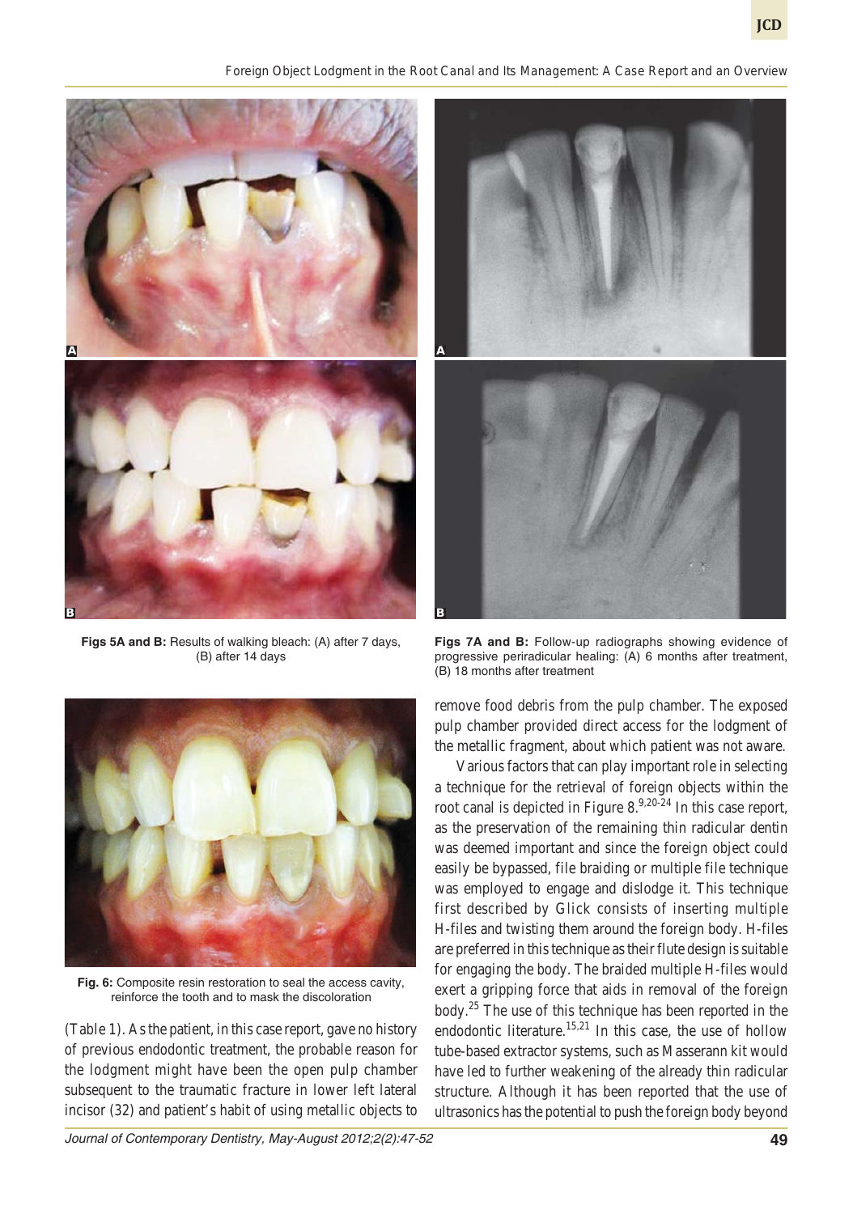Figs 5A and B: Results of walking bleach: (A) after 7 days, (B) after 14 days

Figs 7A and B: Follow-up radiographs showing evidence of progressive periradicular healing: (A) 6 months after treatment, (B) 18 months after treatment

Fig. 6: Composite resin restoration to seal the access cavity, reinforce the tooth and to mask the discoloration

(Table 1). As the patient, in this case report, gave no history of previous endodontic treatment, the probable reason for the lodgment might have been the open pulp chamber subsequent to the traumatic fracture in lower left lateral incisor (32) and patient's habit of using metallic objects to remove food debris from the pulp chamber. The exposed pulp chamber provided direct access for the lodgment of the metallic fragment, about which patient was not aware.

Various factors that can play important role in selecting a technique for the retrieval of foreign objects within the root canal is depicted in Figure 8.[9,20-24] In this case report, as the preservation of the remaining thin radicular dentin was deemed important and since the foreign object could easily be bypassed, file braiding or multiple file technique was employed to engage and dislodge it. This technique first described by Glick consists of inserting multiple H-files and twisting them around the foreign body. H-files are preferred in this technique as their flute design is suitable for engaging the body. The braided multiple H-files would exert a gripping force that aids in removal of the foreign body.[25] The use of this technique has been reported in the endodontic literature.[15,21] In this case, the use of hollow tube-based extractor systems, such as Masserann kit would have led to further weakening of the already thin radicular structure. Although it has been reported that the use of ultrasonics has the potential to push the foreign body beyond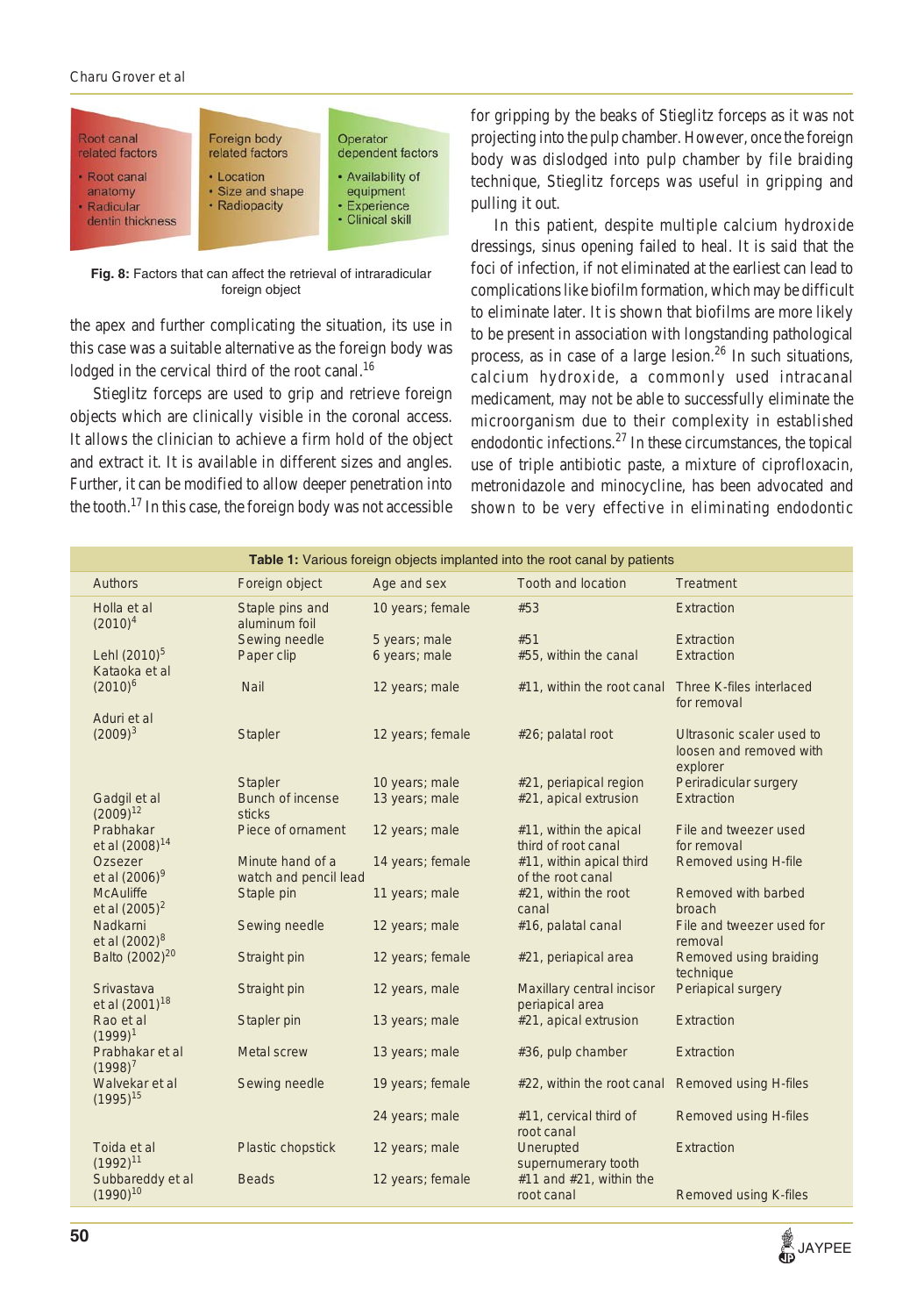Root canal related factors
- Root canal anatomy
- Radicular dentin thickness

Foreign body related factors
- Location
- Size and shape
- Radiopacity

Operator dependent factors
- Availability of equipment
- Experience
- Clinical skill

**Fig. 8:** Factors that can affect the retrieval of intraradicular foreign object

the apex and further complicating the situation, its use in this case was a suitable alternative as the foreign body was lodged in the cervical third of the root canal.[16]

Stieglitz forceps are used to grip and retrieve foreign objects which are clinically visible in the coronal access. It allows the clinician to achieve a firm hold of the object and extract it. It is available in different sizes and angles. Further, it can be modified to allow deeper penetration into the tooth.[17] In this case, the foreign body was not accessible for gripping by the beaks of Stieglitz forceps as it was not projecting into the pulp chamber. However, once the foreign body was dislodged into pulp chamber by file braiding technique, Stieglitz forceps was useful in gripping and pulling it out.

In this patient, despite multiple calcium hydroxide dressings, sinus opening failed to heal. It is said that the foci of infection, if not eliminated at the earliest can lead to complications like biofilm formation, which may be difficult to eliminate later. It is shown that biofilms are more likely to be present in association with longstanding pathological process, as in case of a large lesion.[26] In such situations, calcium hydroxide, a commonly used intracanal medicament, may not be able to successfully eliminate the microorganism due to their complexity in established endodontic infections.[27] In these circumstances, the topical use of triple antibiotic paste, a mixture of ciprofloxacin, metronidazole and minocycline, has been advocated and shown to be very effective in eliminating endodontic

**Table 1:** Various foreign objects implanted into the root canal by patients

| Authors | Foreign object | Age and sex | Tooth and location | Treatment |
|---|---|---|---|---|
| Holla et al (2010)[4] | Staple pins and aluminum foil | 10 years; female | #53 | Extraction |
| | Sewing needle | 5 years; male | #51 | Extraction |
| Lehl (2010)[5] | Paper clip | 6 years; male | #55, within the canal | Extraction |
| Kataoka et al (2010)[6] | Nail | 12 years; male | #11, within the root canal | Three K-files interlaced for removal |
| Aduri et al (2009)[3] | Stapler | 12 years; female | #26; palatal root | Ultrasonic scaler used to loosen and removed with explorer |
| | Stapler | 10 years; male | #21, periapical region | Periradicular surgery |
| Gadgil et al (2009)[12] | Bunch of incense sticks | 13 years; male | #21, apical extrusion | Extraction |
| Prabhakar et al (2008)[14] | Piece of ornament | 12 years; male | #11, within the apical third of root canal | File and tweezer used for removal |
| Ozsezer et al (2006)[9] | Minute hand of a watch and pencil lead | 14 years; female | #11, within apical third of the root canal | Removed using H-file |
| McAuliffe et al (2005)[2] | Staple pin | 11 years; male | #21, within the root canal | Removed with barbed broach |
| Nadkarni et al (2002)[8] | Sewing needle | 12 years; male | #16, palatal canal | File and tweezer used for removal |
| Balto (2002)[20] | Straight pin | 12 years; female | #21, periapical area | Removed using braiding technique |
| Srivastava et al (2001)[18] | Straight pin | 12 years, male | Maxillary central incisor periapical area | Periapical surgery |
| Rao et al (1999)[1] | Stapler pin | 13 years; male | #21, apical extrusion | Extraction |
| Prabhakar et al (1998)[7] | Metal screw | 13 years; male | #36, pulp chamber | Extraction |
| Walvekar et al (1995)[15] | Sewing needle | 19 years; female | #22, within the root canal | Removed using H-files |
| | | 24 years; male | #11, cervical third of root canal | Removed using H-files |
| Toida et al (1992)[11] | Plastic chopstick | 12 years; male | Unerupted supernumerary tooth | Extraction |
| Subbareddy et al (1990)[10] | Beads | 12 years; female | #11 and #21, within the root canal | Removed using K-files |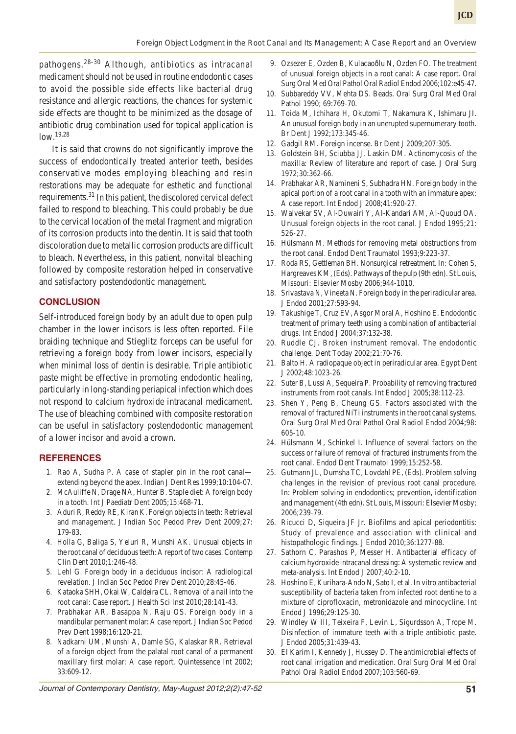pathogens.[28-30] Although, antibiotics as intracanal medicament should not be used in routine endodontic cases to avoid the possible side effects like bacterial drug resistance and allergic reactions, the chances for systemic side effects are thought to be minimized as the dosage of antibiotic drug combination used for topical application is low.[19,28]

It is said that crowns do not significantly improve the success of endodontically treated anterior teeth, besides conservative modes employing bleaching and resin restorations may be adequate for esthetic and functional requirements.[31] In this patient, the discolored cervical defect failed to respond to bleaching. This could probably be due to the cervical location of the metal fragment and migration of its corrosion products into the dentin. It is said that tooth discoloration due to metallic corrosion products are difficult to bleach. Nevertheless, in this patient, nonvital bleaching followed by composite restoration helped in conservative and satisfactory postendodontic management.

## CONCLUSION

Self-introduced foreign body by an adult due to open pulp chamber in the lower incisors is less often reported. File braiding technique and Stieglitz forceps can be useful for retrieving a foreign body from lower incisors, especially when minimal loss of dentin is desirable. Triple antibiotic paste might be effective in promoting endodontic healing, particularly in long-standing periapical infection which does not respond to calcium hydroxide intracanal medicament. The use of bleaching combined with composite restoration can be useful in satisfactory postendodontic management of a lower incisor and avoid a crown.

## REFERENCES

1. Rao A, Sudha P. A case of stapler pin in the root canal—extending beyond the apex. Indian J Dent Res 1999;10:104-07.
2. McAuliffe N, Drage NA, Hunter B. Staple diet: A foreign body in a tooth. Int J Paediatr Dent 2005;15:468-71.
3. Aduri R, Reddy RE, Kiran K. Foreign objects in teeth: Retrieval and management. J Indian Soc Pedod Prev Dent 2009;27: 179-83.
4. Holla G, Baliga S, Yeluri R, Munshi AK. Unusual objects in the root canal of deciduous teeth: A report of two cases. Contemp Clin Dent 2010;1:246-48.
5. Lehl G. Foreign body in a deciduous incisor: A radiological revelation. J Indian Soc Pedod Prev Dent 2010;28:45-46.
6. Kataoka SHH, Okai W, Caldeira CL. Removal of a nail into the root canal: Case report. J Health Sci Inst 2010;28:141-43.
7. Prabhakar AR, Basappa N, Raju OS. Foreign body in a mandibular permanent molar: A case report. J Indian Soc Pedod Prev Dent 1998;16:120-21.
8. Nadkarni UM, Munshi A, Damle SG, Kalaskar RR. Retrieval of a foreign object from the palatal root canal of a permanent maxillary first molar: A case report. Quintessence Int 2002; 33:609-12.
9. Ozsezer E, Ozden B, Kulacaoðlu N, Ozden FO. The treatment of unusual foreign objects in a root canal: A case report. Oral Surg Oral Med Oral Pathol Oral Radiol Endod 2006;102:e45-47.
10. Subbareddy VV, Mehta DS. Beads. Oral Surg Oral Med Oral Pathol 1990; 69:769-70.
11. Toida M, Ichihara H, Okutomi T, Nakamura K, Ishimaru JI. An unusual foreign body in an unerupted supernumerary tooth. Br Dent J 1992;173:345-46.
12. Gadgil RM. Foreign incense. Br Dent J 2009;207:305.
13. Goldstein BH, Sciubba JJ, Laskin DM. Actinomycosis of the maxilla: Review of literature and report of case. J Oral Surg 1972;30:362-66.
14. Prabhakar AR, Namineni S, Subhadra HN. Foreign body in the apical portion of a root canal in a tooth with an immature apex: A case report. Int Endod J 2008;41:920-27.
15. Walvekar SV, Al-Duwairi Y, Al-Kandari AM, Al-Quoud OA. Unusual foreign objects in the root canal. J Endod 1995;21: 526-27.
16. Hülsmann M. Methods for removing metal obstructions from the root canal. Endod Dent Traumatol 1993;9:223-37.
17. Roda RS, Gettleman BH. Nonsurgical retreatment. In: Cohen S, Hargreaves KM, (Eds). Pathways of the pulp (9th edn). St Louis, Missouri: Elsevier Mosby 2006;944-1010.
18. Srivastava N, Vineeta N. Foreign body in the periradicular area. J Endod 2001;27:593-94.
19. Takushige T, Cruz EV, Asgor Moral A, Hoshino E. Endodontic treatment of primary teeth using a combination of antibacterial drugs. Int Endod J 2004;37:132-38.
20. Ruddle CJ. Broken instrument removal. The endodontic challenge. Dent Today 2002;21:70-76.
21. Balto H. A radiopaque object in periradicular area. Egypt Dent J 2002;48:1023-26.
22. Suter B, Lussi A, Sequeira P. Probability of removing fractured instruments from root canals. Int Endod J 2005;38:112-23.
23. Shen Y, Peng B, Cheung GS. Factors associated with the removal of fractured NiTi instruments in the root canal systems. Oral Surg Oral Med Oral Pathol Oral Radiol Endod 2004;98: 605-10.
24. Hülsmann M, Schinkel I. Influence of several factors on the success or failure of removal of fractured instruments from the root canal. Endod Dent Traumatol 1999;15:252-58.
25. Gutmann JL, Dumsha TC, Lovdahl PE, (Eds). Problem solving challenges in the revision of previous root canal procedure. In: Problem solving in endodontics; prevention, identification and management (4th edn). St Louis, Missouri: Elsevier Mosby; 2006;239-79.
26. Ricucci D, Siqueira JF Jr. Biofilms and apical periodontitis: Study of prevalence and association with clinical and histopathologic findings. J Endod 2010;36:1277-88.
27. Sathorn C, Parashos P, Messer H. Antibacterial efficacy of calcium hydroxide intracanal dressing: A systematic review and meta-analysis. Int Endod J 2007;40:2-10.
28. Hoshino E, Kurihara-Ando N, Sato I, et al. In vitro antibacterial susceptibility of bacteria taken from infected root dentine to a mixture of ciprofloxacin, metronidazole and minocycline. Int Endod J 1996;29:125-30.
29. Windley W III, Teixeira F, Levin L, Sigurdsson A, Trope M. Disinfection of immature teeth with a triple antibiotic paste. J Endod 2005;31:439-43.
30. El Karim I, Kennedy J, Hussey D. The antimicrobial effects of root canal irrigation and medication. Oral Surg Oral Med Oral Pathol Oral Radiol Endod 2007;103:560-69.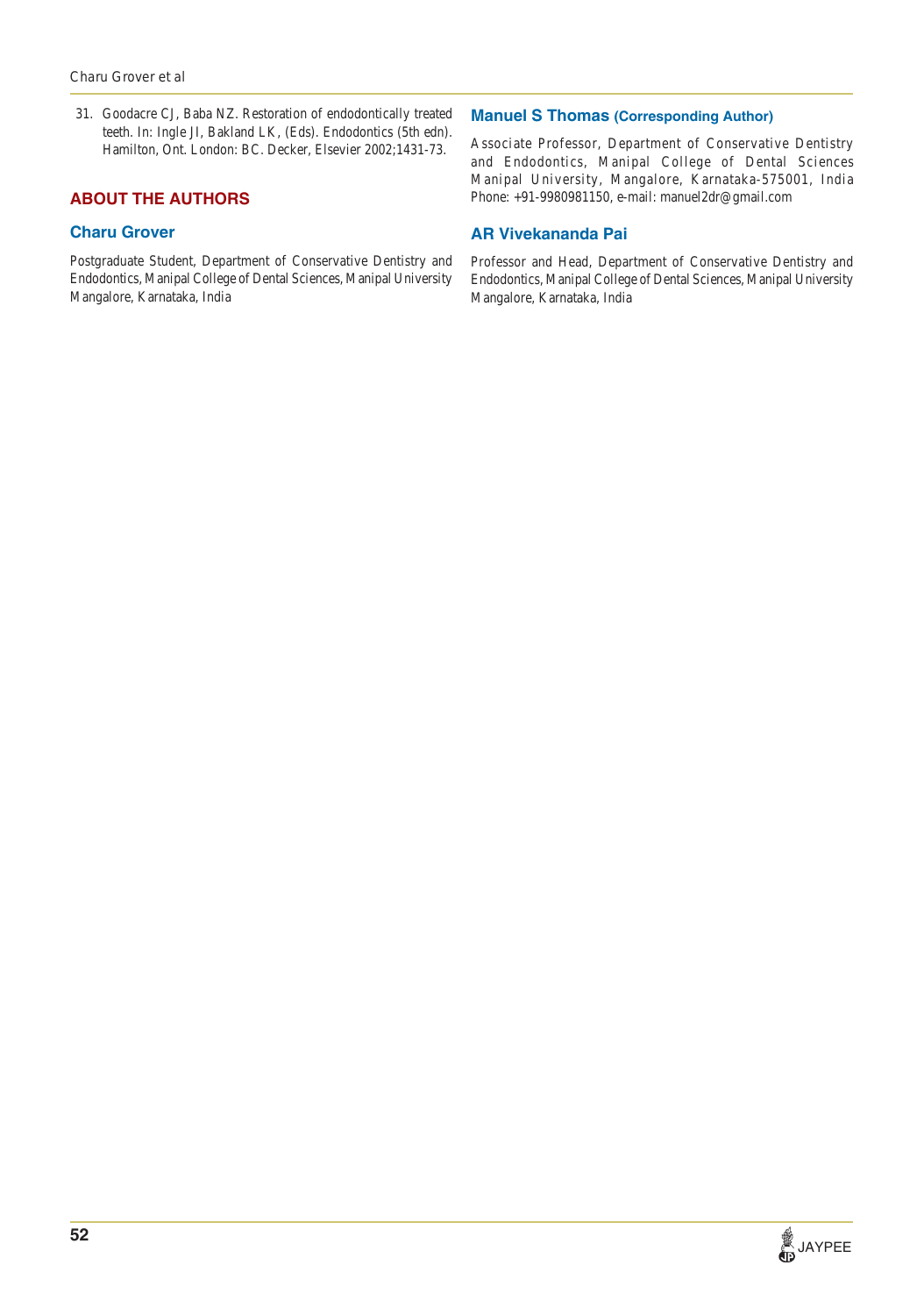31. Goodacre CJ, Baba NZ. Restoration of endodontically treated teeth. In: Ingle JI, Bakland LK, (Eds). Endodontics (5th edn). Hamilton, Ont. London: BC. Decker, Elsevier 2002;1431-73.

## ABOUT THE AUTHORS

### Charu Grover

Postgraduate Student, Department of Conservative Dentistry and Endodontics, Manipal College of Dental Sciences, Manipal University Mangalore, Karnataka, India

### Manuel S Thomas (Corresponding Author)

Associate Professor, Department of Conservative Dentistry and Endodontics, Manipal College of Dental Sciences Manipal University, Mangalore, Karnataka-575001, India Phone: +91-9980981150, e-mail: manuel2dr@gmail.com

### AR Vivekananda Pai

Professor and Head, Department of Conservative Dentistry and Endodontics, Manipal College of Dental Sciences, Manipal University Mangalore, Karnataka, India